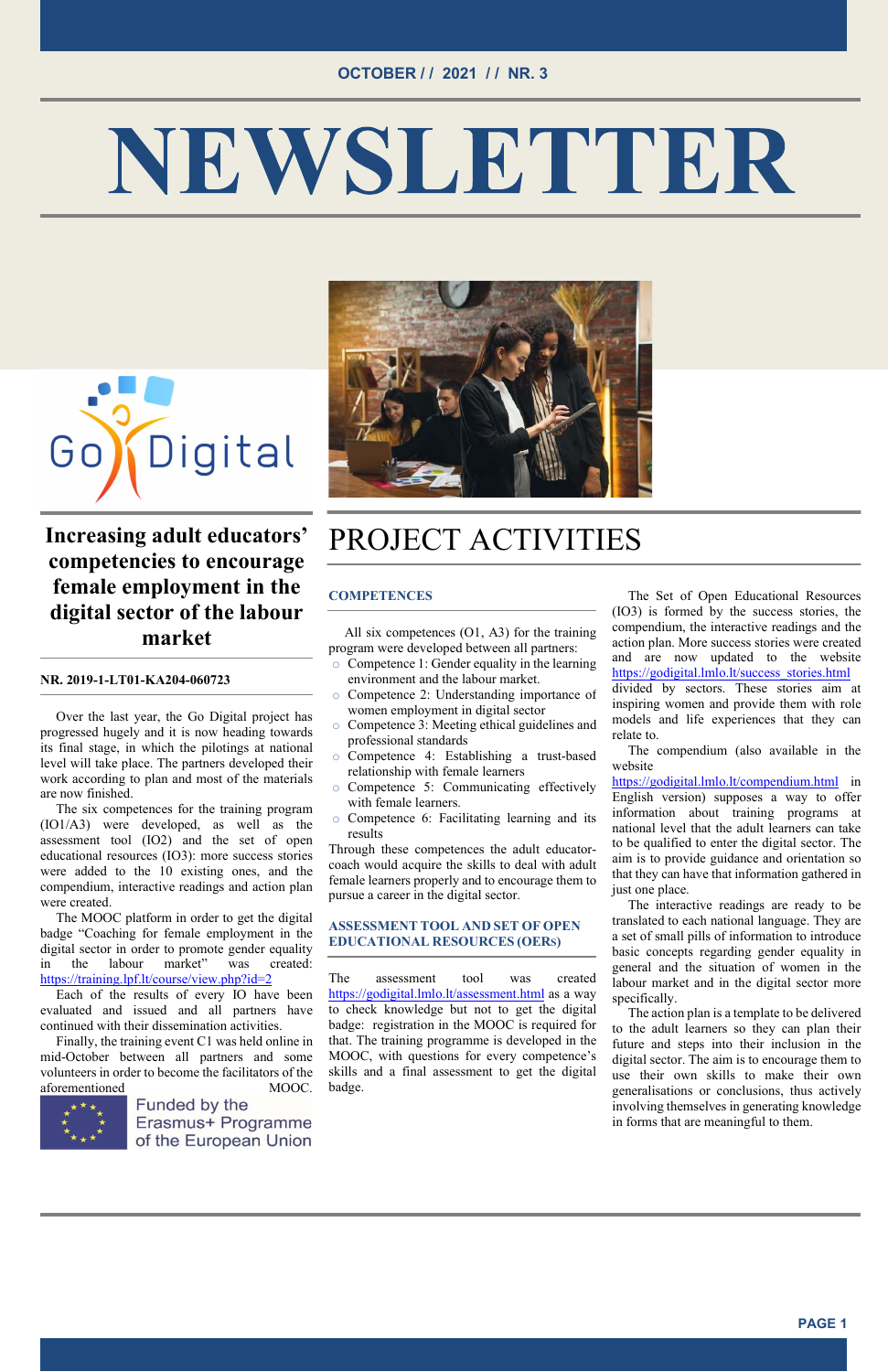OCTOBER // 2021 // NR. 3

# NEWSLETTER

Go Digital

## Increasing adult educators' competencies to encourage female employment in the digital sector of the labour market

**NR. 2019-1-LT01-KA204-060723**

Over the last year, the Go Digital project has progressed hugely and it is now heading towards its final stage, in which the pilotings at national level will take place. The partners developed their work according to plan and most of the materials are now finished.

The six competences for the training program (IO1/A3) were developed, as well as the assessment tool (IO2) and the set of open educational resources (IO3): more success stories were added to the 10 existing ones, and the compendium, interactive readings and action plan were created.

The MOOC platform in order to get the digital badge "Coaching for female employment in the digital sector in order to promote gender equality in the labour market" was created: https://training.lpf.lt/course/view.php?id=2

Each of the results of every IO have been evaluated and issued and all partners have continued with their dissemination activities.

Finally, the training event C1 was held online in mid-October between all partners and some volunteers in order to become the facilitators of the aforementioned MOOC.

Funded by the Erasmus+ Programme of the European Union

# PROJECT ACTIVITIES

### COMPETENCES

All six competences (O1, A3) for the training program were developed between all partners:

- Competence 1: Gender equality in the learning environment and the labour market.
- Competence 2: Understanding importance of women employment in digital sector
- Competence 3: Meeting ethical guidelines and professional standards
- Competence 4: Establishing a trust-based relationship with female learners
- Competence 5: Communicating effectively with female learners.
- Competence 6: Facilitating learning and its results

Through these competences the adult educator-coach would acquire the skills to deal with adult female learners properly and to encourage them to pursue a career in the digital sector.

### ASSESSMENT TOOL AND SET OF OPEN EDUCATIONAL RESOURCES (OERS)

The assessment tool was created https://godigital.lmlo.lt/assessment.html as a way to check knowledge but not to get the digital badge: registration in the MOOC is required for that. The training programme is developed in the MOOC, with questions for every competence's skills and a final assessment to get the digital badge.

The Set of Open Educational Resources (IO3) is formed by the success stories, the compendium, the interactive readings and the action plan. More success stories were created and are now updated to the website https://godigital.lmlo.lt/success_stories.html divided by sectors. These stories aim at inspiring women and provide them with role models and life experiences that they can relate to.

The compendium (also available in the website https://godigital.lmlo.lt/compendium.html in English version) supposes a way to offer information about training programs at national level that the adult learners can take to be qualified to enter the digital sector. The aim is to provide guidance and orientation so that they can have that information gathered in just one place.

The interactive readings are ready to be translated to each national language. They are a set of small pills of information to introduce basic concepts regarding gender equality in general and the situation of women in the labour market and in the digital sector more specifically.

The action plan is a template to be delivered to the adult learners so they can plan their future and steps into their inclusion in the digital sector. The aim is to encourage them to use their own skills to make their own generalisations or conclusions, thus actively involving themselves in generating knowledge in forms that are meaningful to them.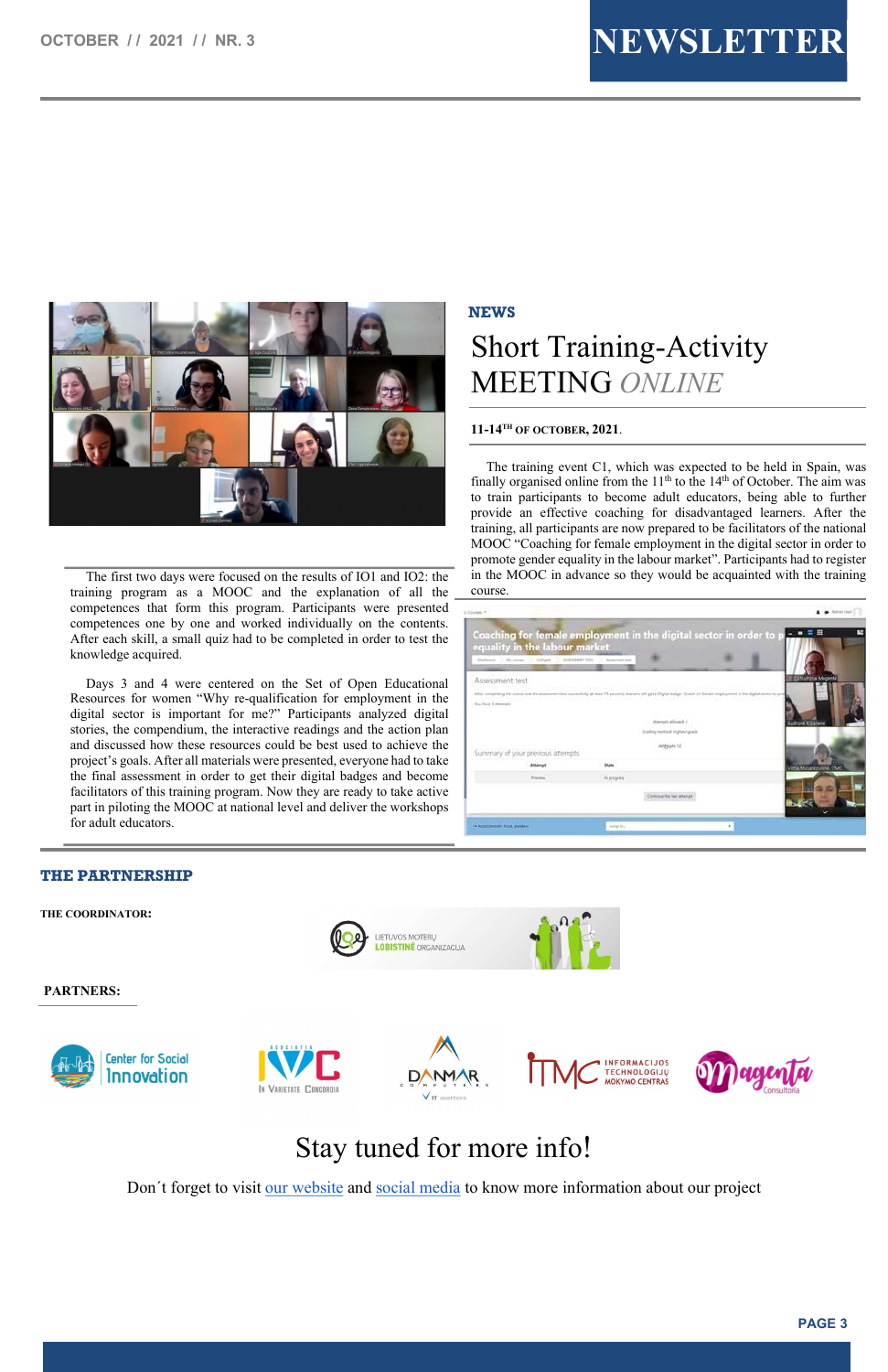## NEWS

# Short Training-Activity MEETING *ONLINE*

**11-14[TH] OF OCTOBER, 2021**.

The training event C1, which was expected to be held in Spain, was finally organised online from the 11[th] to the 14[th] of October. The aim was to train participants to become adult educators, being able to further provide an effective coaching for disadvantaged learners. After the training, all participants are now prepared to be facilitators of the national MOOC "Coaching for female employment in the digital sector in order to promote gender equality in the labour market". Participants had to register in the MOOC in advance so they would be acquainted with the training course.

The first two days were focused on the results of IO1 and IO2: the training program as a MOOC and the explanation of all the competences that form this program. Participants were presented competences one by one and worked individually on the contents. After each skill, a small quiz had to be completed in order to test the knowledge acquired.

Days 3 and 4 were centered on the Set of Open Educational Resources for women "Why re-qualification for employment in the digital sector is important for me?" Participants analyzed digital stories, the compendium, the interactive readings and the action plan and discussed how these resources could be best used to achieve the project's goals. After all materials were presented, everyone had to take the final assessment in order to get their digital badges and become facilitators of this training program. Now they are ready to take active part in piloting the MOOC at national level and deliver the workshops for adult educators.

## THE PARTNERSHIP

**THE COORDINATOR:**

LIETUVOS MOTERŲ LOBISTINĖ ORGANIZACIJA

**PARTNERS:**

Center for Social Innovation

IVC In Varietate Concordia

DANMAR COMPUTERS

ITMC Informacijos Technologijų Mokymo Centras

Magenta Consultoria

# Stay tuned for more info!

Don´t forget to visit our website and social media to know more information about our project